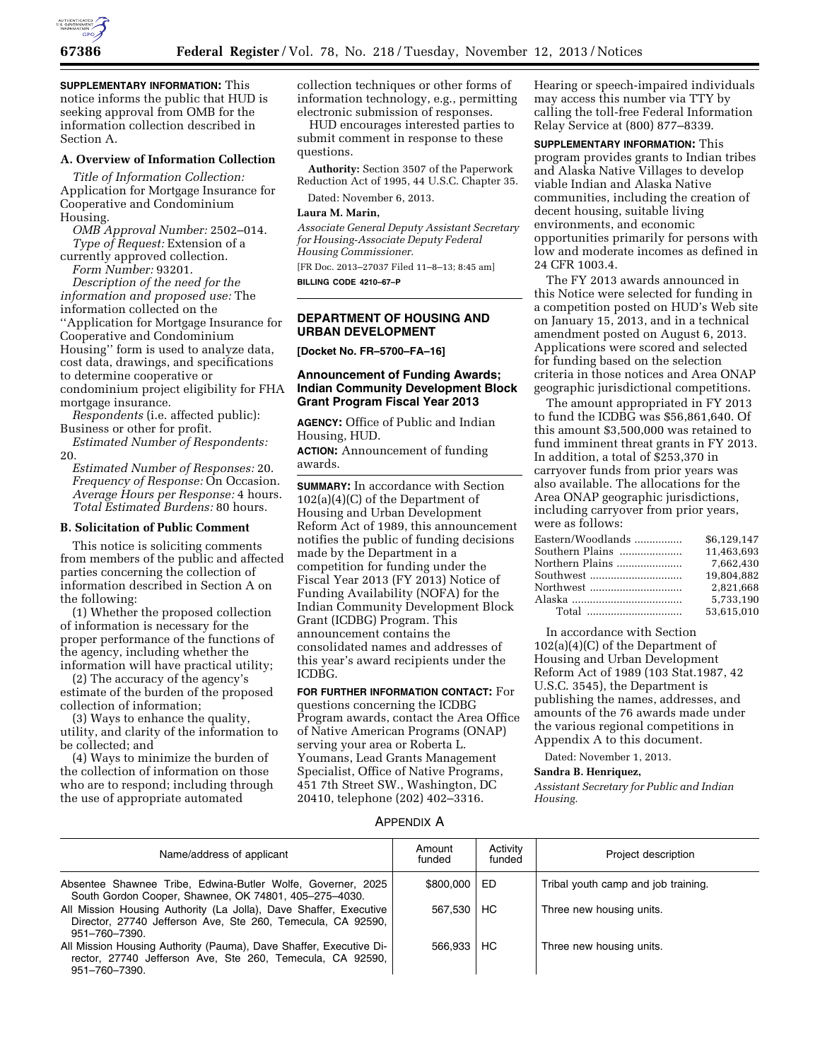**SUPPLEMENTARY INFORMATION:** This notice informs the public that HUD is seeking approval from OMB for the information collection described in Section A.

### A. Overview of Information Collection

*Title of Information Collection:* Application for Mortgage Insurance for Cooperative and Condominium Housing.

*OMB Approval Number:* 2502–014.

*Type of Request:* Extension of a currently approved collection.

*Form Number:* 93201.

*Description of the need for the information and proposed use:* The information collected on the ''Application for Mortgage Insurance for Cooperative and Condominium Housing'' form is used to analyze data, cost data, drawings, and specifications to determine cooperative or condominium project eligibility for FHA mortgage insurance.

*Respondents* (i.e. affected public): Business or other for profit.

*Estimated Number of Respondents:* 20.

*Estimated Number of Responses:* 20.

*Frequency of Response:* On Occasion.

*Average Hours per Response:* 4 hours.

*Total Estimated Burdens:* 80 hours.

### B. Solicitation of Public Comment

This notice is soliciting comments from members of the public and affected parties concerning the collection of information described in Section A on the following:

(1) Whether the proposed collection of information is necessary for the proper performance of the functions of the agency, including whether the information will have practical utility;

(2) The accuracy of the agency's estimate of the burden of the proposed collection of information;

(3) Ways to enhance the quality, utility, and clarity of the information to be collected; and

(4) Ways to minimize the burden of the collection of information on those who are to respond; including through the use of appropriate automated collection techniques or other forms of information technology, e.g., permitting electronic submission of responses.

HUD encourages interested parties to submit comment in response to these questions.

**Authority:** Section 3507 of the Paperwork Reduction Act of 1995, 44 U.S.C. Chapter 35.

Dated: November 6, 2013.

**Laura M. Marin,**

*Associate General Deputy Assistant Secretary for Housing-Associate Deputy Federal Housing Commissioner.*

[FR Doc. 2013–27037 Filed 11–8–13; 8:45 am]

**BILLING CODE 4210–67–P**

## DEPARTMENT OF HOUSING AND URBAN DEVELOPMENT

**[Docket No. FR–5700–FA–16]**

## Announcement of Funding Awards; Indian Community Development Block Grant Program Fiscal Year 2013

**AGENCY:** Office of Public and Indian Housing, HUD.

**ACTION:** Announcement of funding awards.

**SUMMARY:** In accordance with Section 102(a)(4)(C) of the Department of Housing and Urban Development Reform Act of 1989, this announcement notifies the public of funding decisions made by the Department in a competition for funding under the Fiscal Year 2013 (FY 2013) Notice of Funding Availability (NOFA) for the Indian Community Development Block Grant (ICDBG) Program. This announcement contains the consolidated names and addresses of this year's award recipients under the ICDBG.

**FOR FURTHER INFORMATION CONTACT:** For questions concerning the ICDBG Program awards, contact the Area Office of Native American Programs (ONAP) serving your area or Roberta L. Youmans, Lead Grants Management Specialist, Office of Native Programs, 451 7th Street SW., Washington, DC 20410, telephone (202) 402–3316. Hearing or speech-impaired individuals may access this number via TTY by calling the toll-free Federal Information Relay Service at (800) 877–8339.

**SUPPLEMENTARY INFORMATION:** This program provides grants to Indian tribes and Alaska Native Villages to develop viable Indian and Alaska Native communities, including the creation of decent housing, suitable living environments, and economic opportunities primarily for persons with low and moderate incomes as defined in 24 CFR 1003.4.

The FY 2013 awards announced in this Notice were selected for funding in a competition posted on HUD's Web site on January 15, 2013, and in a technical amendment posted on August 6, 2013. Applications were scored and selected for funding based on the selection criteria in those notices and Area ONAP geographic jurisdictional competitions.

The amount appropriated in FY 2013 to fund the ICDBG was $56,861,640. Of this amount $3,500,000 was retained to fund imminent threat grants in FY 2013. In addition, a total of $253,370 in carryover funds from prior years was also available. The allocations for the Area ONAP geographic jurisdictions, including carryover from prior years, were as follows:

| | |
|---|---|
| Eastern/Woodlands | $6,129,147 |
| Southern Plains | 11,463,693 |
| Northern Plains | 7,662,430 |
| Southwest | 19,804,882 |
| Northwest | 2,821,668 |
| Alaska | 5,733,190 |
| Total | 53,615,010 |

In accordance with Section 102(a)(4)(C) of the Department of Housing and Urban Development Reform Act of 1989 (103 Stat.1987, 42 U.S.C. 3545), the Department is publishing the names, addresses, and amounts of the 76 awards made under the various regional competitions in Appendix A to this document.

Dated: November 1, 2013.

**Sandra B. Henriquez,**

*Assistant Secretary for Public and Indian Housing.*

### APPENDIX A

| Name/address of applicant | Amount funded | Activity funded | Project description |
|---|---|---|---|
| Absentee Shawnee Tribe, Edwina-Butler Wolfe, Governer, 2025 South Gordon Cooper, Shawnee, OK 74801, 405–275–4030. | $800,000 | ED | Tribal youth camp and job training. |
| All Mission Housing Authority (La Jolla), Dave Shaffer, Executive Director, 27740 Jefferson Ave, Ste 260, Temecula, CA 92590, 951–760–7390. | 567,530 | HC | Three new housing units. |
| All Mission Housing Authority (Pauma), Dave Shaffer, Executive Director, 27740 Jefferson Ave, Ste 260, Temecula, CA 92590, 951–760–7390. | 566,933 | HC | Three new housing units. |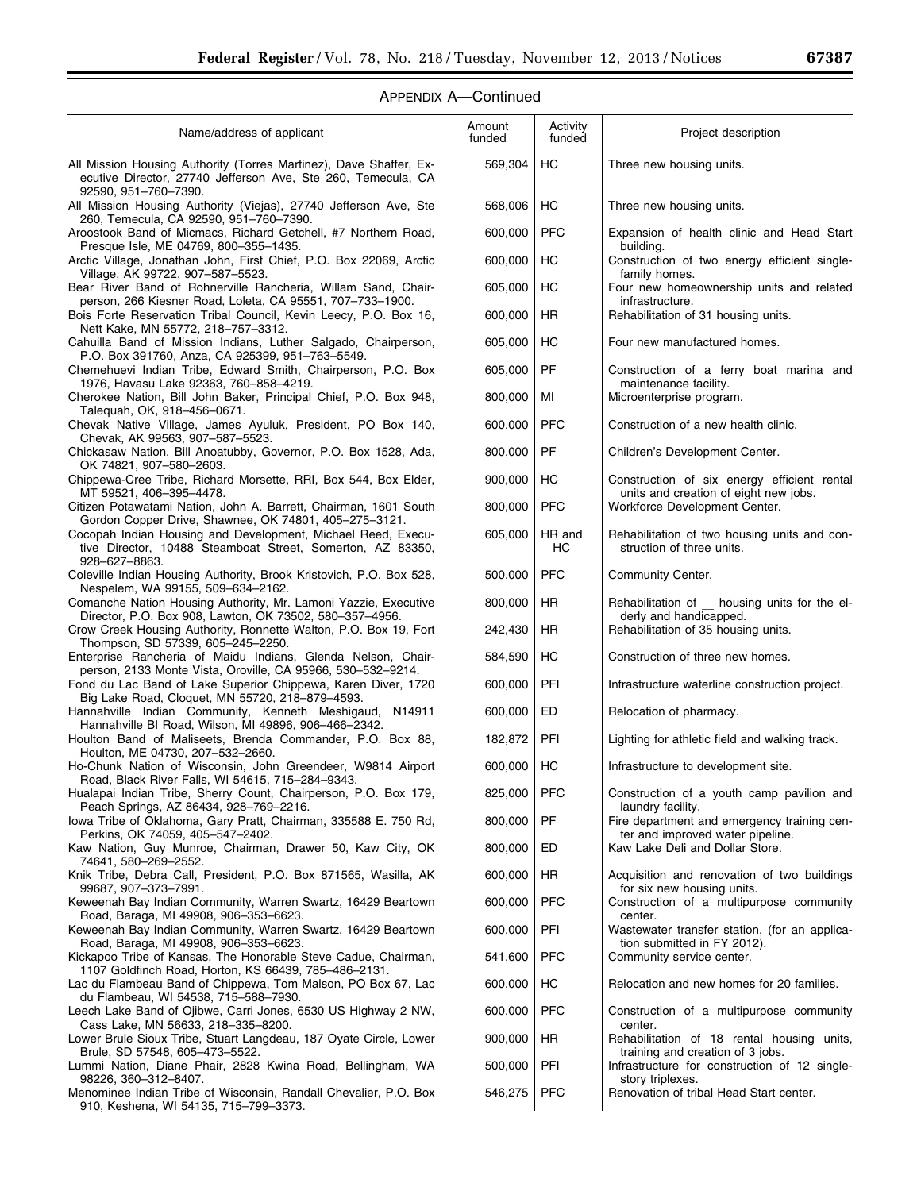APPENDIX A—Continued

| Name/address of applicant | Amount funded | Activity funded | Project description |
|---|---|---|---|
| All Mission Housing Authority (Torres Martinez), Dave Shaffer, Executive Director, 27740 Jefferson Ave, Ste 260, Temecula, CA 92590, 951–760–7390. | 569,304 | HC | Three new housing units. |
| All Mission Housing Authority (Viejas), 27740 Jefferson Ave, Ste 260, Temecula, CA 92590, 951–760–7390. | 568,006 | HC | Three new housing units. |
| Aroostook Band of Micmacs, Richard Getchell, #7 Northern Road, Presque Isle, ME 04769, 800–355–1435. | 600,000 | PFC | Expansion of health clinic and Head Start building. |
| Arctic Village, Jonathan John, First Chief, P.O. Box 22069, Arctic Village, AK 99722, 907–587–5523. | 600,000 | HC | Construction of two energy efficient single-family homes. |
| Bear River Band of Rohnerville Rancheria, Willam Sand, Chairperson, 266 Kiesner Road, Loleta, CA 95551, 707–733–1900. | 605,000 | HC | Four new homeownership units and related infrastructure. |
| Bois Forte Reservation Tribal Council, Kevin Leecy, P.O. Box 16, Nett Kake, MN 55772, 218–757–3312. | 600,000 | HR | Rehabilitation of 31 housing units. |
| Cahuilla Band of Mission Indians, Luther Salgado, Chairperson, P.O. Box 391760, Anza, CA 925399, 951–763–5549. | 605,000 | HC | Four new manufactured homes. |
| Chemehuevi Indian Tribe, Edward Smith, Chairperson, P.O. Box 1976, Havasu Lake 92363, 760–858–4219. | 605,000 | PF | Construction of a ferry boat marina and maintenance facility. |
| Cherokee Nation, Bill John Baker, Principal Chief, P.O. Box 948, Talequah, OK, 918–456–0671. | 800,000 | MI | Microenterprise program. |
| Chevak Native Village, James Ayuluk, President, PO Box 140, Chevak, AK 99563, 907–587–5523. | 600,000 | PFC | Construction of a new health clinic. |
| Chickasaw Nation, Bill Anoatubby, Governor, P.O. Box 1528, Ada, OK 74821, 907–580–2603. | 800,000 | PF | Children's Development Center. |
| Chippewa-Cree Tribe, Richard Morsette, RRI, Box 544, Box Elder, MT 59521, 406–395–4478. | 900,000 | HC | Construction of six energy efficient rental units and creation of eight new jobs. |
| Citizen Potawatami Nation, John A. Barrett, Chairman, 1601 South Gordon Copper Drive, Shawnee, OK 74801, 405–275–3121. | 800,000 | PFC | Workforce Development Center. |
| Cocopah Indian Housing and Development, Michael Reed, Executive Director, 10488 Steamboat Street, Somerton, AZ 83350, 928–627–8863. | 605,000 | HR and HC | Rehabilitation of two housing units and construction of three units. |
| Coleville Indian Housing Authority, Brook Kristovich, P.O. Box 528, Nespelem, WA 99155, 509–634–2162. | 500,000 | PFC | Community Center. |
| Comanche Nation Housing Authority, Mr. Lamoni Yazzie, Executive Director, P.O. Box 908, Lawton, OK 73502, 580–357–4956. | 800,000 | HR | Rehabilitation of __ housing units for the elderly and handicapped. |
| Crow Creek Housing Authority, Ronnette Walton, P.O. Box 19, Fort Thompson, SD 57339, 605–245–2250. | 242,430 | HR | Rehabilitation of 35 housing units. |
| Enterprise Rancheria of Maidu Indians, Glenda Nelson, Chairperson, 2133 Monte Vista, Oroville, CA 95966, 530–532–9214. | 584,590 | HC | Construction of three new homes. |
| Fond du Lac Band of Lake Superior Chippewa, Karen Diver, 1720 Big Lake Road, Cloquet, MN 55720, 218–879–4593. | 600,000 | PFI | Infrastructure waterline construction project. |
| Hannahville Indian Community, Kenneth Meshigaud, N14911 Hannahville BI Road, Wilson, MI 49896, 906–466–2342. | 600,000 | ED | Relocation of pharmacy. |
| Houlton Band of Maliseets, Brenda Commander, P.O. Box 88, Houlton, ME 04730, 207–532–2660. | 182,872 | PFI | Lighting for athletic field and walking track. |
| Ho-Chunk Nation of Wisconsin, John Greendeer, W9814 Airport Road, Black River Falls, WI 54615, 715–284–9343. | 600,000 | HC | Infrastructure to development site. |
| Hualapai Indian Tribe, Sherry Count, Chairperson, P.O. Box 179, Peach Springs, AZ 86434, 928–769–2216. | 825,000 | PFC | Construction of a youth camp pavilion and laundry facility. |
| Iowa Tribe of Oklahoma, Gary Pratt, Chairman, 335588 E. 750 Rd, Perkins, OK 74059, 405–547–2402. | 800,000 | PF | Fire department and emergency training center and improved water pipeline. |
| Kaw Nation, Guy Munroe, Chairman, Drawer 50, Kaw City, OK 74641, 580–269–2552. | 800,000 | ED | Kaw Lake Deli and Dollar Store. |
| Knik Tribe, Debra Call, President, P.O. Box 871565, Wasilla, AK 99687, 907–373–7991. | 600,000 | HR | Acquisition and renovation of two buildings for six new housing units. |
| Keweenah Bay Indian Community, Warren Swartz, 16429 Beartown Road, Baraga, MI 49908, 906–353–6623. | 600,000 | PFC | Construction of a multipurpose community center. |
| Keweenah Bay Indian Community, Warren Swartz, 16429 Beartown Road, Baraga, MI 49908, 906–353–6623. | 600,000 | PFI | Wastewater transfer station, (for an application submitted in FY 2012). |
| Kickapoo Tribe of Kansas, The Honorable Steve Cadue, Chairman, 1107 Goldfinch Road, Horton, KS 66439, 785–486–2131. | 541,600 | PFC | Community service center. |
| Lac du Flambeau Band of Chippewa, Tom Malson, PO Box 67, Lac du Flambeau, WI 54538, 715–588–7930. | 600,000 | HC | Relocation and new homes for 20 families. |
| Leech Lake Band of Ojibwe, Carri Jones, 6530 US Highway 2 NW, Cass Lake, MN 56633, 218–335–8200. | 600,000 | PFC | Construction of a multipurpose community center. |
| Lower Brule Sioux Tribe, Stuart Langdeau, 187 Oyate Circle, Lower Brule, SD 57548, 605–473–5522. | 900,000 | HR | Rehabilitation of 18 rental housing units, training and creation of 3 jobs. |
| Lummi Nation, Diane Phair, 2828 Kwina Road, Bellingham, WA 98226, 360–312–8407. | 500,000 | PFI | Infrastructure for construction of 12 single-story triplexes. |
| Menominee Indian Tribe of Wisconsin, Randall Chevalier, P.O. Box 910, Keshena, WI 54135, 715–799–3373. | 546,275 | PFC | Renovation of tribal Head Start center. |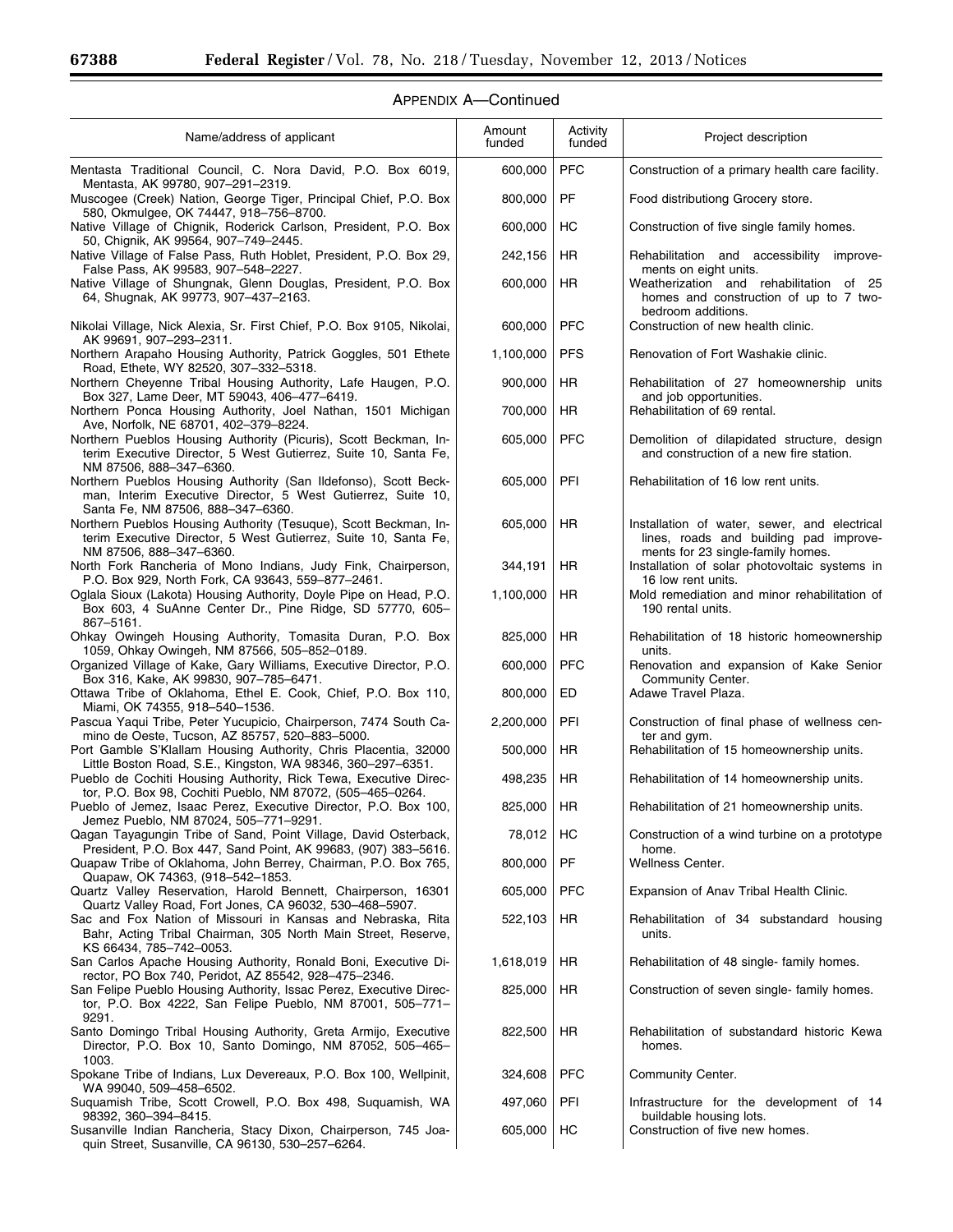## APPENDIX A—Continued

| Name/address of applicant | Amount funded | Activity funded | Project description |
|---|---|---|---|
| Mentasta Traditional Council, C. Nora David, P.O. Box 6019, Mentasta, AK 99780, 907–291–2319. | 600,000 | PFC | Construction of a primary health care facility. |
| Muscogee (Creek) Nation, George Tiger, Principal Chief, P.O. Box 580, Okmulgee, OK 74447, 918–756–8700. | 800,000 | PF | Food distributiong Grocery store. |
| Native Village of Chignik, Roderick Carlson, President, P.O. Box 50, Chignik, AK 99564, 907–749–2445. | 600,000 | HC | Construction of five single family homes. |
| Native Village of False Pass, Ruth Hoblet, President, P.O. Box 29, False Pass, AK 99583, 907–548–2227. | 242,156 | HR | Rehabilitation and accessibility improvements on eight units. |
| Native Village of Shungnak, Glenn Douglas, President, P.O. Box 64, Shugnak, AK 99773, 907–437–2163. | 600,000 | HR | Weatherization and rehabilitation of 25 homes and construction of up to 7 two-bedroom additions. |
| Nikolai Village, Nick Alexia, Sr. First Chief, P.O. Box 9105, Nikolai, AK 99691, 907–293–2311. | 600,000 | PFC | Construction of new health clinic. |
| Northern Arapaho Housing Authority, Patrick Goggles, 501 Ethete Road, Ethete, WY 82520, 307–332–5318. | 1,100,000 | PFS | Renovation of Fort Washakie clinic. |
| Northern Cheyenne Tribal Housing Authority, Lafe Haugen, P.O. Box 327, Lame Deer, MT 59043, 406–477–6419. | 900,000 | HR | Rehabilitation of 27 homeownership units and job opportunities. |
| Northern Ponca Housing Authority, Joel Nathan, 1501 Michigan Ave, Norfolk, NE 68701, 402–379–8224. | 700,000 | HR | Rehabilitation of 69 rental. |
| Northern Pueblos Housing Authority (Picuris), Scott Beckman, Interim Executive Director, 5 West Gutierrez, Suite 10, Santa Fe, NM 87506, 888–347–6360. | 605,000 | PFC | Demolition of dilapidated structure, design and construction of a new fire station. |
| Northern Pueblos Housing Authority (San Ildefonso), Scott Beckman, Interim Executive Director, 5 West Gutierrez, Suite 10, Santa Fe, NM 87506, 888–347–6360. | 605,000 | PFI | Rehabilitation of 16 low rent units. |
| Northern Pueblos Housing Authority (Tesuque), Scott Beckman, Interim Executive Director, 5 West Gutierrez, Suite 10, Santa Fe, NM 87506, 888–347–6360. | 605,000 | HR | Installation of water, sewer, and electrical lines, roads and building pad improvements for 23 single-family homes. |
| North Fork Rancheria of Mono Indians, Judy Fink, Chairperson, P.O. Box 929, North Fork, CA 93643, 559–877–2461. | 344,191 | HR | Installation of solar photovoltaic systems in 16 low rent units. |
| Oglala Sioux (Lakota) Housing Authority, Doyle Pipe on Head, P.O. Box 603, 4 SuAnne Center Dr., Pine Ridge, SD 57770, 605–867–5161. | 1,100,000 | HR | Mold remediation and minor rehabilitation of 190 rental units. |
| Ohkay Owingeh Housing Authority, Tomasita Duran, P.O. Box 1059, Ohkay Owingeh, NM 87566, 505–852–0189. | 825,000 | HR | Rehabilitation of 18 historic homeownership units. |
| Organized Village of Kake, Gary Williams, Executive Director, P.O. Box 316, Kake, AK 99830, 907–785–6471. | 600,000 | PFC | Renovation and expansion of Kake Senior Community Center. |
| Ottawa Tribe of Oklahoma, Ethel E. Cook, Chief, P.O. Box 110, Miami, OK 74355, 918–540–1536. | 800,000 | ED | Adawe Travel Plaza. |
| Pascua Yaqui Tribe, Peter Yucupicio, Chairperson, 7474 South Camino de Oeste, Tucson, AZ 85757, 520–883–5000. | 2,200,000 | PFI | Construction of final phase of wellness center and gym. |
| Port Gamble S'Klallam Housing Authority, Chris Placentia, 32000 Little Boston Road, S.E., Kingston, WA 98346, 360–297–6351. | 500,000 | HR | Rehabilitation of 15 homeownership units. |
| Pueblo de Cochiti Housing Authority, Rick Tewa, Executive Director, P.O. Box 98, Cochiti Pueblo, NM 87072, (505–465–0264. | 498,235 | HR | Rehabilitation of 14 homeownership units. |
| Pueblo of Jemez, Isaac Perez, Executive Director, P.O. Box 100, Jemez Pueblo, NM 87024, 505–771–9291. | 825,000 | HR | Rehabilitation of 21 homeownership units. |
| Qagan Tayagungin Tribe of Sand, Point Village, David Osterback, President, P.O. Box 447, Sand Point, AK 99683, (907) 383–5616. | 78,012 | HC | Construction of a wind turbine on a prototype home. |
| Quapaw Tribe of Oklahoma, John Berrey, Chairman, P.O. Box 765, Quapaw, OK 74363, (918–542–1853. | 800,000 | PF | Wellness Center. |
| Quartz Valley Reservation, Harold Bennett, Chairperson, 16301 Quartz Valley Road, Fort Jones, CA 96032, 530–468–5907. | 605,000 | PFC | Expansion of Anav Tribal Health Clinic. |
| Sac and Fox Nation of Missouri in Kansas and Nebraska, Rita Bahr, Acting Tribal Chairman, 305 North Main Street, Reserve, KS 66434, 785–742–0053. | 522,103 | HR | Rehabilitation of 34 substandard housing units. |
| San Carlos Apache Housing Authority, Ronald Boni, Executive Director, PO Box 740, Peridot, AZ 85542, 928–475–2346. | 1,618,019 | HR | Rehabilitation of 48 single- family homes. |
| San Felipe Pueblo Housing Authority, Issac Perez, Executive Director, P.O. Box 4222, San Felipe Pueblo, NM 87001, 505–771–9291. | 825,000 | HR | Construction of seven single- family homes. |
| Santo Domingo Tribal Housing Authority, Greta Armijo, Executive Director, P.O. Box 10, Santo Domingo, NM 87052, 505–465–1003. | 822,500 | HR | Rehabilitation of substandard historic Kewa homes. |
| Spokane Tribe of Indians, Lux Devereaux, P.O. Box 100, Wellpinit, WA 99040, 509–458–6502. | 324,608 | PFC | Community Center. |
| Suquamish Tribe, Scott Crowell, P.O. Box 498, Suquamish, WA 98392, 360–394–8415. | 497,060 | PFI | Infrastructure for the development of 14 buildable housing lots. |
| Susanville Indian Rancheria, Stacy Dixon, Chairperson, 745 Joaquin Street, Susanville, CA 96130, 530–257–6264. | 605,000 | HC | Construction of five new homes. |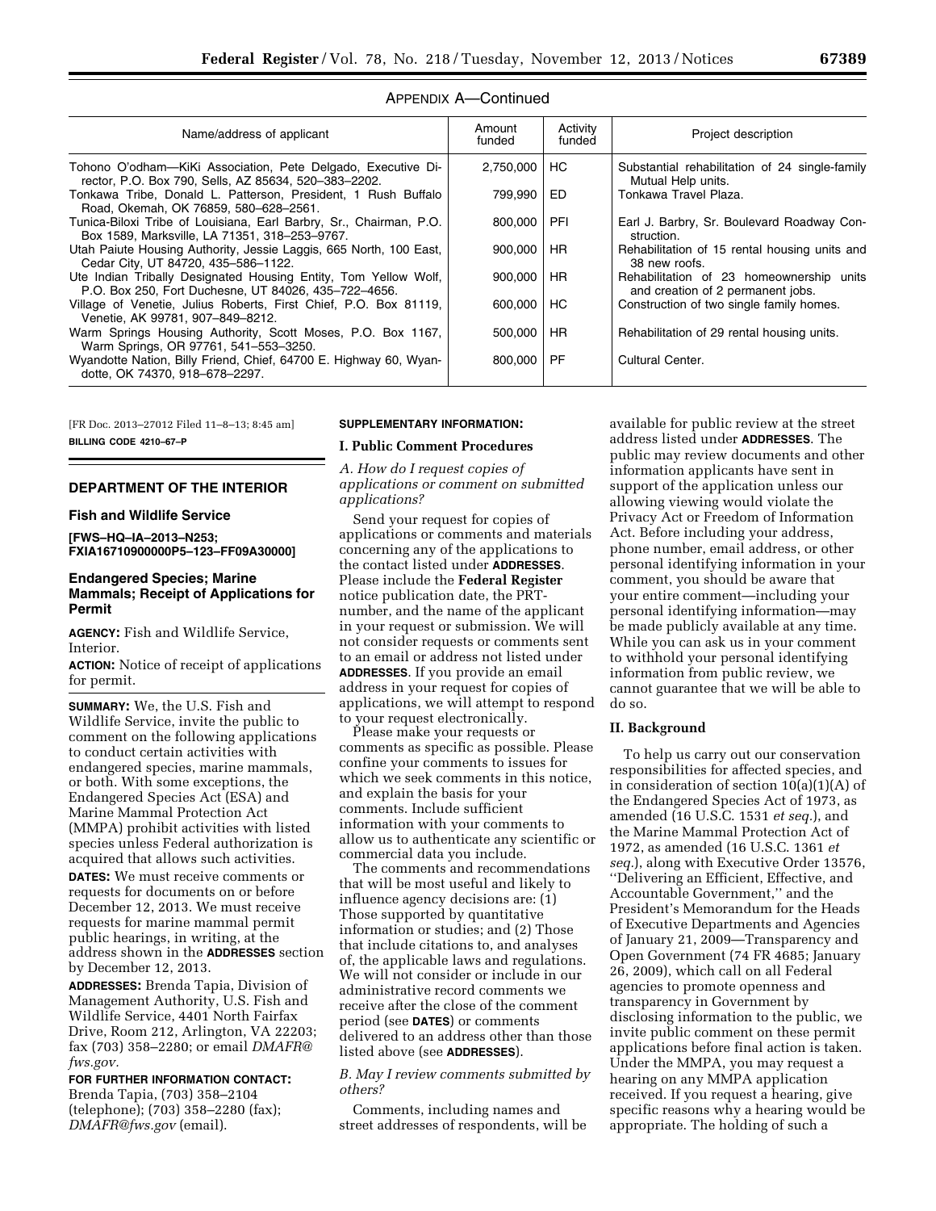APPENDIX A—Continued

| Name/address of applicant | Amount funded | Activity funded | Project description |
|---|---|---|---|
| Tohono O'odham—KiKi Association, Pete Delgado, Executive Director, P.O. Box 790, Sells, AZ 85634, 520–383–2202. | 2,750,000 | HC | Substantial rehabilitation of 24 single-family Mutual Help units. |
| Tonkawa Tribe, Donald L. Patterson, President, 1 Rush Buffalo Road, Okemah, OK 76859, 580–628–2561. | 799,990 | ED | Tonkawa Travel Plaza. |
| Tunica-Biloxi Tribe of Louisiana, Earl Barbry, Sr., Chairman, P.O. Box 1589, Marksville, LA 71351, 318–253–9767. | 800,000 | PFI | Earl J. Barbry, Sr. Boulevard Roadway Construction. |
| Utah Paiute Housing Authority, Jessie Laggis, 665 North, 100 East, Cedar City, UT 84720, 435–586–1122. | 900,000 | HR | Rehabilitation of 15 rental housing units and 38 new roofs. |
| Ute Indian Tribally Designated Housing Entity, Tom Yellow Wolf, P.O. Box 250, Fort Duchesne, UT 84026, 435–722–4656. | 900,000 | HR | Rehabilitation of 23 homeownership units and creation of 2 permanent jobs. |
| Village of Venetie, Julius Roberts, First Chief, P.O. Box 81119, Venetie, AK 99781, 907–849–8212. | 600,000 | HC | Construction of two single family homes. |
| Warm Springs Housing Authority, Scott Moses, P.O. Box 1167, Warm Springs, OR 97761, 541–553–3250. | 500,000 | HR | Rehabilitation of 29 rental housing units. |
| Wyandotte Nation, Billy Friend, Chief, 64700 E. Highway 60, Wyandotte, OK 74370, 918–678–2297. | 800,000 | PF | Cultural Center. |

[FR Doc. 2013–27012 Filed 11–8–13; 8:45 am]

**BILLING CODE 4210–67–P**

## DEPARTMENT OF THE INTERIOR

### Fish and Wildlife Service

**[FWS–HQ–IA–2013–N253; FXIA16710900000P5–123–FF09A30000]**

### Endangered Species; Marine Mammals; Receipt of Applications for Permit

**AGENCY:** Fish and Wildlife Service, Interior.

**ACTION:** Notice of receipt of applications for permit.

**SUMMARY:** We, the U.S. Fish and Wildlife Service, invite the public to comment on the following applications to conduct certain activities with endangered species, marine mammals, or both. With some exceptions, the Endangered Species Act (ESA) and Marine Mammal Protection Act (MMPA) prohibit activities with listed species unless Federal authorization is acquired that allows such activities.

**DATES:** We must receive comments or requests for documents on or before December 12, 2013. We must receive requests for marine mammal permit public hearings, in writing, at the address shown in the **ADDRESSES** section by December 12, 2013.

**ADDRESSES:** Brenda Tapia, Division of Management Authority, U.S. Fish and Wildlife Service, 4401 North Fairfax Drive, Room 212, Arlington, VA 22203; fax (703) 358–2280; or email *DMAFR@fws.gov.*

**FOR FURTHER INFORMATION CONTACT:** Brenda Tapia, (703) 358–2104 (telephone); (703) 358–2280 (fax); *DMAFR@fws.gov* (email).

**SUPPLEMENTARY INFORMATION:**

**I. Public Comment Procedures**

*A. How do I request copies of applications or comment on submitted applications?*

Send your request for copies of applications or comments and materials concerning any of the applications to the contact listed under **ADDRESSES**. Please include the **Federal Register** notice publication date, the PRT-number, and the name of the applicant in your request or submission. We will not consider requests or comments sent to an email or address not listed under **ADDRESSES**. If you provide an email address in your request for copies of applications, we will attempt to respond to your request electronically.

Please make your requests or comments as specific as possible. Please confine your comments to issues for which we seek comments in this notice, and explain the basis for your comments. Include sufficient information with your comments to allow us to authenticate any scientific or commercial data you include.

The comments and recommendations that will be most useful and likely to influence agency decisions are: (1) Those supported by quantitative information or studies; and (2) Those that include citations to, and analyses of, the applicable laws and regulations. We will not consider or include in our administrative record comments we receive after the close of the comment period (see **DATES**) or comments delivered to an address other than those listed above (see **ADDRESSES**).

*B. May I review comments submitted by others?*

Comments, including names and street addresses of respondents, will be available for public review at the street address listed under **ADDRESSES**. The public may review documents and other information applicants have sent in support of the application unless our allowing viewing would violate the Privacy Act or Freedom of Information Act. Before including your address, phone number, email address, or other personal identifying information in your comment, you should be aware that your entire comment—including your personal identifying information—may be made publicly available at any time. While you can ask us in your comment to withhold your personal identifying information from public review, we cannot guarantee that we will be able to do so.

**II. Background**

To help us carry out our conservation responsibilities for affected species, and in consideration of section 10(a)(1)(A) of the Endangered Species Act of 1973, as amended (16 U.S.C. 1531 *et seq.*), and the Marine Mammal Protection Act of 1972, as amended (16 U.S.C. 1361 *et seq.*), along with Executive Order 13576, ''Delivering an Efficient, Effective, and Accountable Government,'' and the President's Memorandum for the Heads of Executive Departments and Agencies of January 21, 2009—Transparency and Open Government (74 FR 4685; January 26, 2009), which call on all Federal agencies to promote openness and transparency in Government by disclosing information to the public, we invite public comment on these permit applications before final action is taken. Under the MMPA, you may request a hearing on any MMPA application received. If you request a hearing, give specific reasons why a hearing would be appropriate. The holding of such a